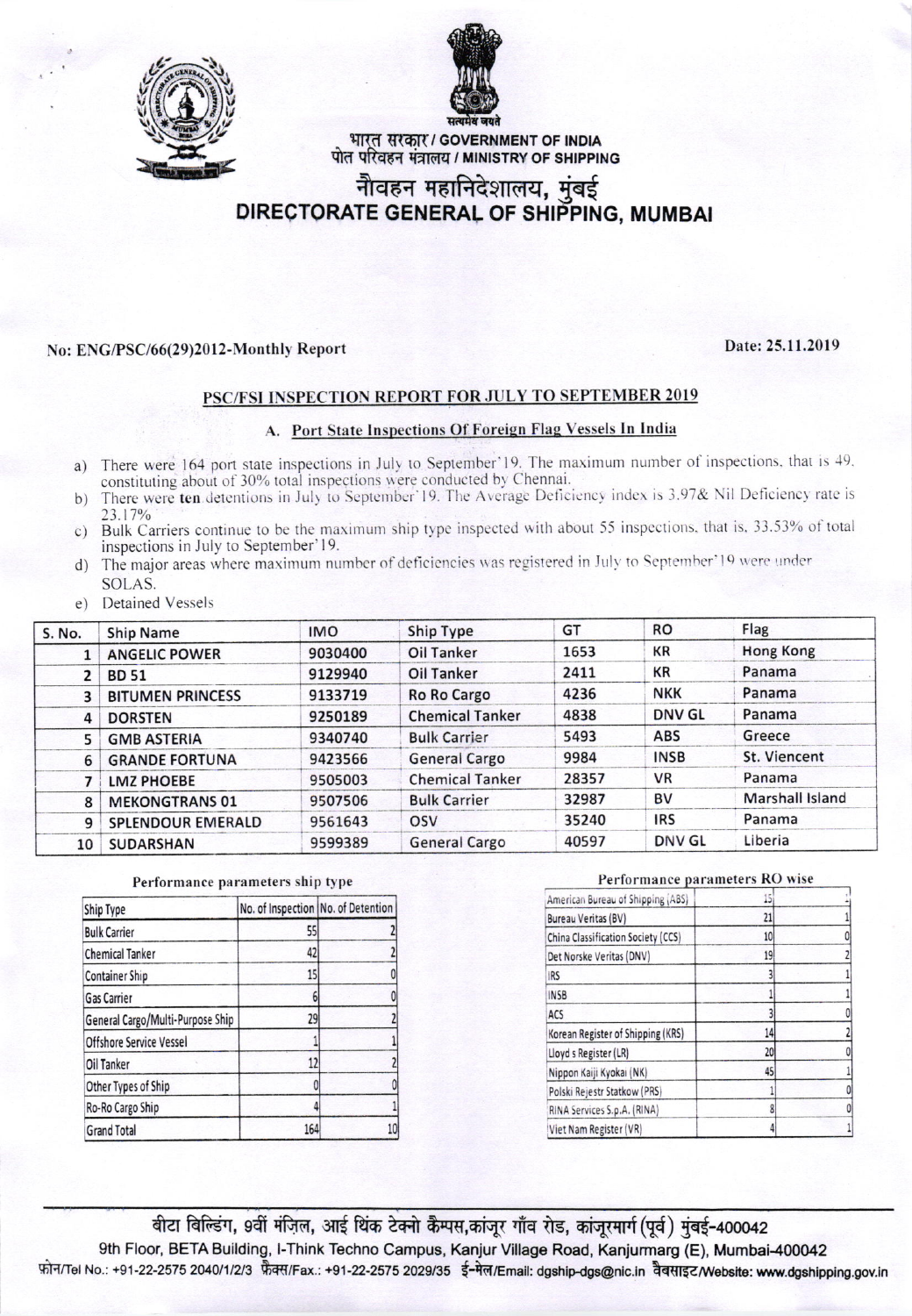भारत सरकार / GOVERNMENT OF INDIA
पोत परिवहन मंत्रालय / MINISTRY OF SHIPPING

# नौवहन महानिदेशालय, मुंबई
# DIRECTORATE GENERAL OF SHIPPING, MUMBAI

No: ENG/PSC/66(29)2012-Monthly Report

Date: 25.11.2019

## PSC/FSI INSPECTION REPORT FOR JULY TO SEPTEMBER 2019

### A. Port State Inspections Of Foreign Flag Vessels In India

a) There were 164 port state inspections in July to September'19. The maximum number of inspections, that is 49, constituting about of 30% total inspections were conducted by Chennai.

b) There were **ten** detentions in July to September'19. The Average Deficiency index is 3.97& Nil Deficiency rate is 23.17%

c) Bulk Carriers continue to be the maximum ship type inspected with about 55 inspections, that is, 33.53% of total inspections in July to September'19.

d) The major areas where maximum number of deficiencies was registered in July to September'19 were under SOLAS.

e) Detained Vessels

| S. No. | Ship Name | IMO | Ship Type | GT | RO | Flag |
|---|---|---|---|---|---|---|
| 1 | ANGELIC POWER | 9030400 | Oil Tanker | 1653 | KR | Hong Kong |
| 2 | BD 51 | 9129940 | Oil Tanker | 2411 | KR | Panama |
| 3 | BITUMEN PRINCESS | 9133719 | Ro Ro Cargo | 4236 | NKK | Panama |
| 4 | DORSTEN | 9250189 | Chemical Tanker | 4838 | DNV GL | Panama |
| 5 | GMB ASTERIA | 9340740 | Bulk Carrier | 5493 | ABS | Greece |
| 6 | GRANDE FORTUNA | 9423566 | General Cargo | 9984 | INSB | St. Viencent |
| 7 | LMZ PHOEBE | 9505003 | Chemical Tanker | 28357 | VR | Panama |
| 8 | MEKONGTRANS 01 | 9507506 | Bulk Carrier | 32987 | BV | Marshall Island |
| 9 | SPLENDOUR EMERALD | 9561643 | OSV | 35240 | IRS | Panama |
| 10 | SUDARSHAN | 9599389 | General Cargo | 40597 | DNV GL | Liberia |

**Performance parameters ship type**

| Ship Type | No. of Inspection | No. of Detention |
|---|---|---|
| Bulk Carrier | 55 | 2 |
| Chemical Tanker | 42 | 2 |
| Container Ship | 15 | 0 |
| Gas Carrier | 6 | 0 |
| General Cargo/Multi-Purpose Ship | 29 | 2 |
| Offshore Service Vessel | 1 | 1 |
| Oil Tanker | 12 | 2 |
| Other Types of Ship | 0 | 0 |
| Ro-Ro Cargo Ship | 4 | 1 |
| Grand Total | 164 | 10 |

**Performance parameters RO wise**

| | | |
|---|---|---|
| American Bureau of Shipping (ABS) | 15 | 1 |
| Bureau Veritas (BV) | 21 | 1 |
| China Classification Society (CCS) | 10 | 0 |
| Det Norske Veritas (DNV) | 19 | 2 |
| IRS | 3 | 1 |
| INSB | 1 | 1 |
| ACS | 3 | 0 |
| Korean Register of Shipping (KRS) | 14 | 2 |
| Lloyd s Register (LR) | 20 | 0 |
| Nippon Kaiji Kyokai (NK) | 45 | 1 |
| Polski Rejestr Statkow (PRS) | 1 | 0 |
| RINA Services S.p.A. (RINA) | 8 | 0 |
| Viet Nam Register (VR) | 4 | 1 |

बीटा बिल्डिंग, 9वीं मंज़िल, आई थिंक टेक्नो कैम्पस, कांजूर गाँव रोड, कांजूरमार्ग (पूर्व) मुंबई-400042
9th Floor, BETA Building, I-Think Techno Campus, Kanjur Village Road, Kanjurmarg (E), Mumbai-400042
फ़ोन/Tel No.: +91-22-2575 2040/1/2/3 फ़ैक्स/Fax.: +91-22-2575 2029/35 ई-मेल/Email: dgship-dgs@nic.in वैबसाइट/Website: www.dgshipping.gov.in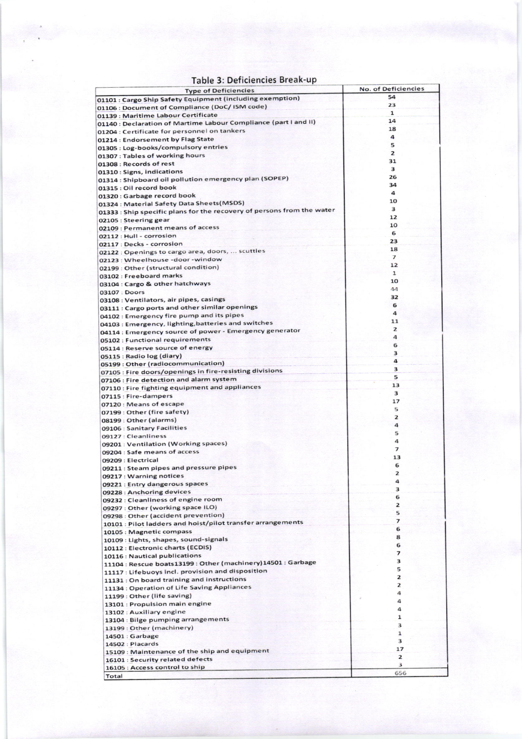## Table 3: Deficiencies Break-up

| Type of Deficiencies | No. of Deficiencies |
|---|---|
| 01101 : Cargo Ship Safety Equipment (including exemption) | 54 |
| 01106 : Document of Compliance (DoC/ ISM code) | 23 |
| 01139 : Maritime Labour Certificate | 1 |
| 01140 : Declaration of Martime Labour Compliance (part I and II) | 14 |
| 01204 : Certificate for personnel on tankers | 18 |
| 01214 : Endorsement by Flag State | 4 |
| 01305 : Log-books/compulsory entries | 5 |
| 01307 : Tables of working hours | 2 |
| 01308 : Records of rest | 31 |
| 01310 : Signs, indications | 3 |
| 01314 : Shipboard oil pollution emergency plan (SOPEP) | 26 |
| 01315 : Oil record book | 34 |
| 01320 : Garbage record book | 4 |
| 01324 : Material Safety Data Sheets(MSDS) | 10 |
| 01333 : Ship specific plans for the recovery of persons from the water | 3 |
| 02105 : Steering gear | 12 |
| 02109 : Permanent means of access | 10 |
| 02112 : Hull - corrosion | 6 |
| 02117 : Decks - corrosion | 23 |
| 02122 : Openings to cargo area, doors, ... scuttles | 18 |
| 02123 : Wheelhouse -door -window | 7 |
| 02199 : Other (structural condition) | 12 |
| 03102 : Freeboard marks | 1 |
| 03104 : Cargo & other hatchways | 10 |
| 03107 : Doors | 44 |
| 03108 : Ventilators, air pipes, casings | 32 |
| 03111 : Cargo ports and other similar openings | 6 |
| 04102 : Emergency fire pump and its pipes | 4 |
| 04103 : Emergency, lighting,batteries and switches | 11 |
| 04114 : Emergency source of power - Emergency generator | 2 |
| 05102 : Functional requirements | 4 |
| 05114 : Reserve source of energy | 6 |
| 05115 : Radio log (diary) | 3 |
| 05199 : Other (radiocommunication) | 4 |
| 07105 : Fire doors/openings in fire-resisting divisions | 3 |
| 07106 : Fire detection and alarm system | 5 |
| 07110 : Fire fighting equipment and appliances | 13 |
| 07115 : Fire-dampers | 3 |
| 07120 : Means of escape | 17 |
| 07199 : Other (fire safety) | 5 |
| 08199 : Other (alarms) | 2 |
| 09106 : Sanitary Facilities | 4 |
| 09127 : Cleanliness | 5 |
| 09201 : Ventilation (Working spaces) | 4 |
| 09204 : Safe means of access | 7 |
| 09209 : Electrical | 13 |
| 09211 : Steam pipes and pressure pipes | 6 |
| 09217 : Warning notices | 2 |
| 09221 : Entry dangerous spaces | 4 |
| 09228 : Anchoring devices | 3 |
| 09232 : Cleanliness of engine room | 6 |
| 09297 : Other (working space ILO) | 2 |
| 09298 : Other (accident prevention) | 5 |
| 10101 : Pilot ladders and hoist/pilot transfer arrangements | 7 |
| 10105 : Magnetic compass | 6 |
| 10109 : Lights, shapes, sound-signals | 8 |
| 10112 : Electronic charts (ECDIS) | 6 |
| 10116 : Nautical publications | 7 |
| 11104 : Rescue boats13199 : Other (machinery)14501 : Garbage | 3 |
| 11117 : Lifebuoys incl. provision and disposition | 5 |
| 11131 : On board training and instructions | 2 |
| 11134 : Operation of Life Saving Appliances | 2 |
| 11199 : Other (life saving) | 4 |
| 13101 : Propulsion main engine | 4 |
| 13102 : Auxiliary engine | 4 |
| 13104 : Bilge pumping arrangements | 1 |
| 13199 : Other (machinery) | 3 |
| 14501 : Garbage | 1 |
| 14502 : Placards | 3 |
| 15109 : Maintenance of the ship and equipment | 17 |
| 16101 : Security related defects | 2 |
| 16105 : Access control to ship | 3 |
| Total | 656 |